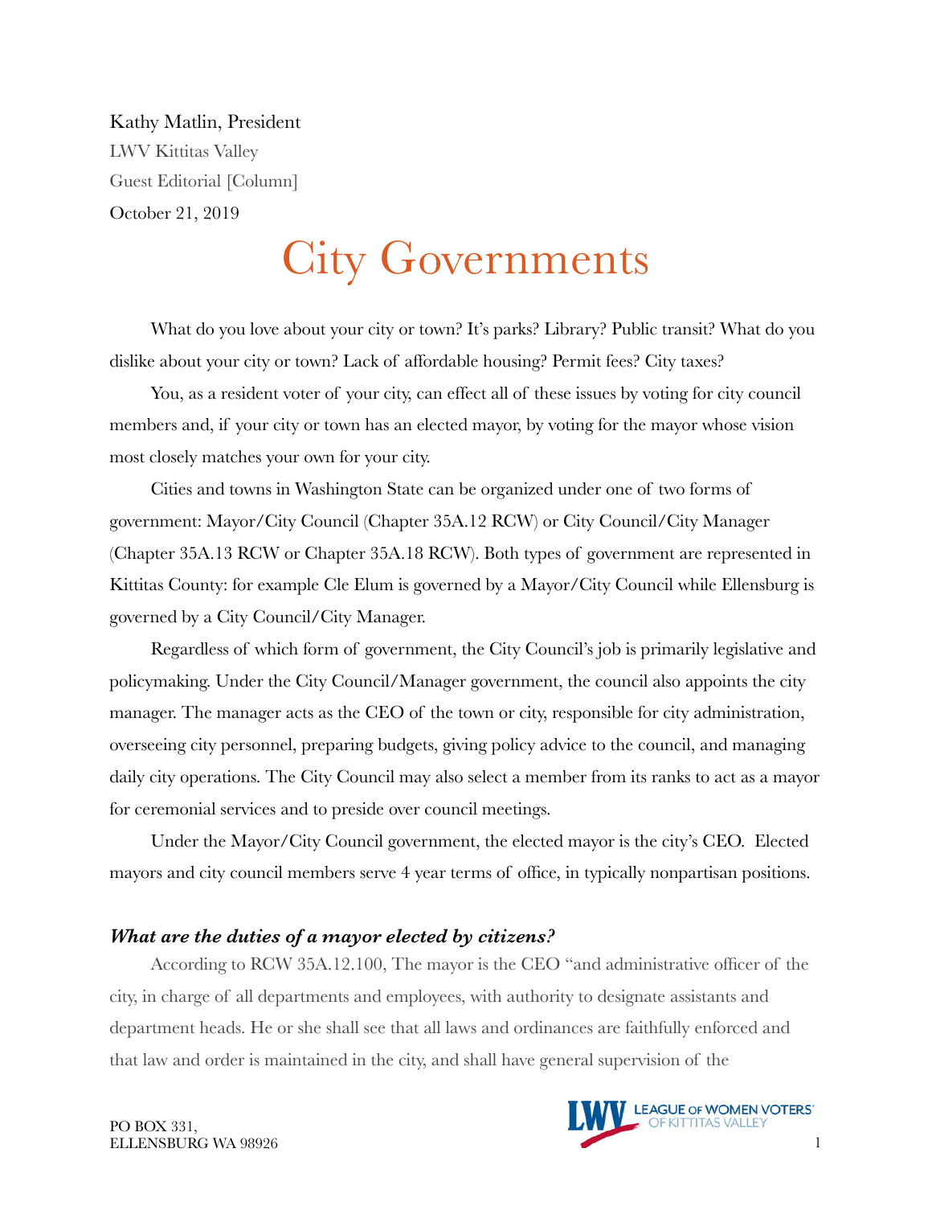Kathy Matlin, President

LWV Kittitas Valley

Guest Editorial [Column]

October 21, 2019

# City Governments

What do you love about your city or town? It's parks? Library? Public transit? What do you dislike about your city or town? Lack of affordable housing? Permit fees? City taxes?

You, as a resident voter of your city, can effect all of these issues by voting for city council members and, if your city or town has an elected mayor, by voting for the mayor whose vision most closely matches your own for your city.

Cities and towns in Washington State can be organized under one of two forms of government: Mayor/City Council (Chapter 35A.12 RCW) or City Council/City Manager (Chapter 35A.13 RCW or Chapter 35A.18 RCW). Both types of government are represented in Kittitas County: for example Cle Elum is governed by a Mayor/City Council while Ellensburg is governed by a City Council/City Manager.

Regardless of which form of government, the City Council's job is primarily legislative and policymaking. Under the City Council/Manager government, the council also appoints the city manager. The manager acts as the CEO of the town or city, responsible for city administration, overseeing city personnel, preparing budgets, giving policy advice to the council, and managing daily city operations. The City Council may also select a member from its ranks to act as a mayor for ceremonial services and to preside over council meetings.

Under the Mayor/City Council government, the elected mayor is the city's CEO. Elected mayors and city council members serve 4 year terms of office, in typically nonpartisan positions.

### *What are the duties of a mayor elected by citizens?*

According to RCW 35A.12.100, The mayor is the CEO "and administrative officer of the city, in charge of all departments and employees, with authority to designate assistants and department heads. He or she shall see that all laws and ordinances are faithfully enforced and that law and order is maintained in the city, and shall have general supervision of the

PO BOX 331,
ELLENSBURG WA 98926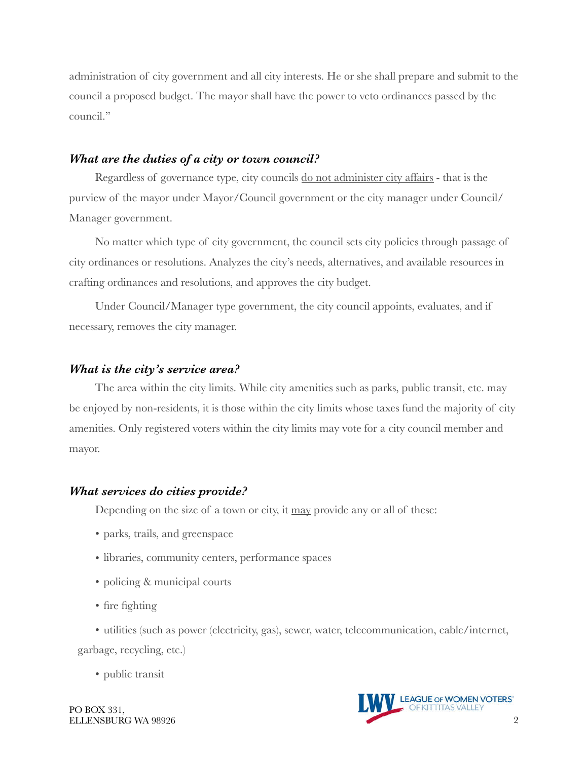administration of city government and all city interests. He or she shall prepare and submit to the council a proposed budget. The mayor shall have the power to veto ordinances passed by the council."

### ***What are the duties of a city or town council?***

Regardless of governance type, city councils do not administer city affairs - that is the purview of the mayor under Mayor/Council government or the city manager under Council/Manager government.

No matter which type of city government, the council sets city policies through passage of city ordinances or resolutions. Analyzes the city's needs, alternatives, and available resources in crafting ordinances and resolutions, and approves the city budget.

Under Council/Manager type government, the city council appoints, evaluates, and if necessary, removes the city manager.

### ***What is the city's service area?***

The area within the city limits. While city amenities such as parks, public transit, etc. may be enjoyed by non-residents, it is those within the city limits whose taxes fund the majority of city amenities. Only registered voters within the city limits may vote for a city council member and mayor.

### ***What services do cities provide?***

Depending on the size of a town or city, it may provide any or all of these:

- parks, trails, and greenspace
- libraries, community centers, performance spaces
- policing & municipal courts
- fire fighting
- utilities (such as power (electricity, gas), sewer, water, telecommunication, cable/internet, garbage, recycling, etc.)
- public transit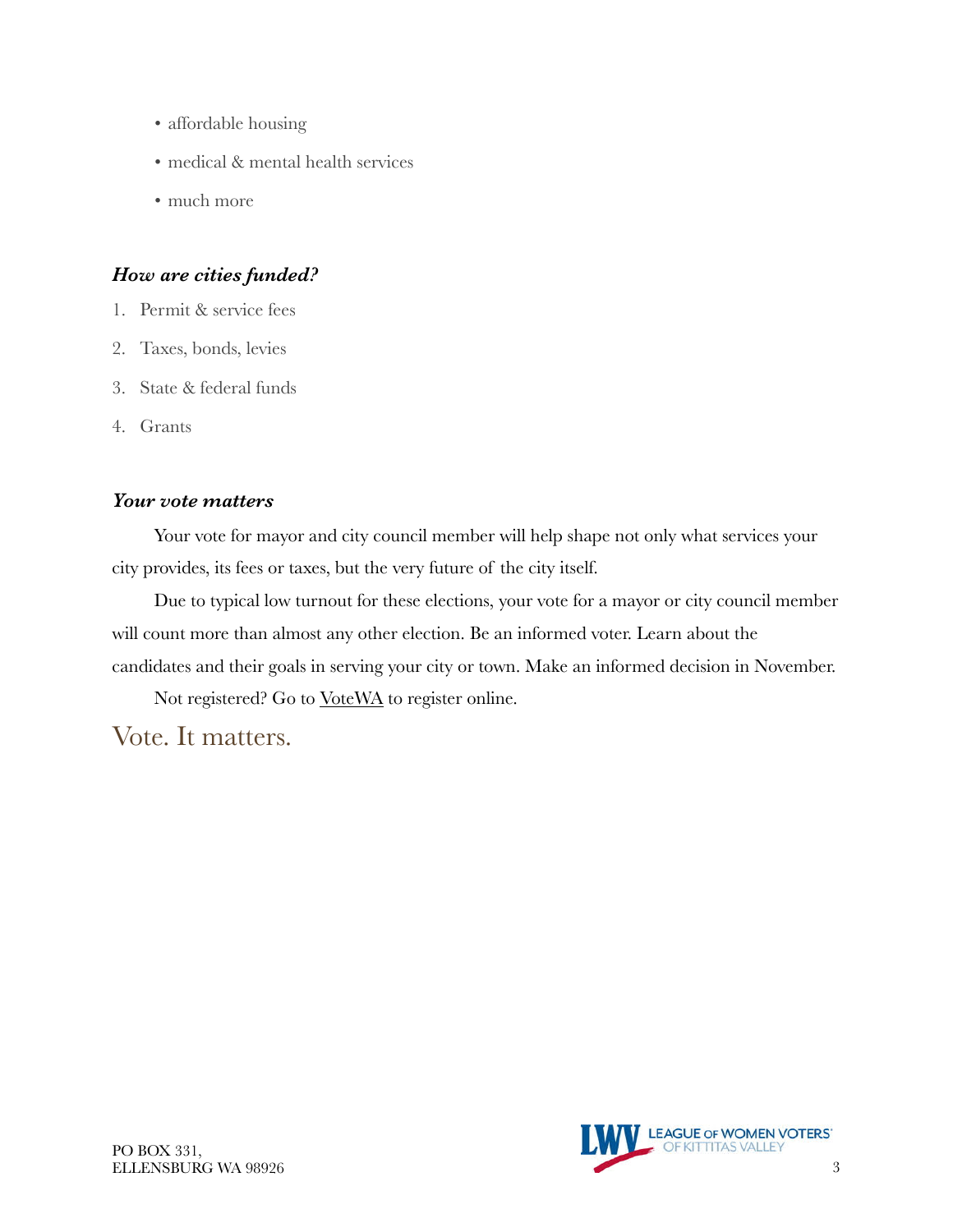- affordable housing
- medical & mental health services
- much more

### *How are cities funded?*

1. Permit & service fees
2. Taxes, bonds, levies
3. State & federal funds
4. Grants

### *Your vote matters*

Your vote for mayor and city council member will help shape not only what services your city provides, its fees or taxes, but the very future of the city itself.

Due to typical low turnout for these elections, your vote for a mayor or city council member will count more than almost any other election. Be an informed voter. Learn about the candidates and their goals in serving your city or town. Make an informed decision in November.

Not registered? Go to VoteWA to register online.

## Vote. It matters.

PO BOX 331,
ELLENSBURG WA 98926

LWV LEAGUE OF WOMEN VOTERS OF KITTITAS VALLEY